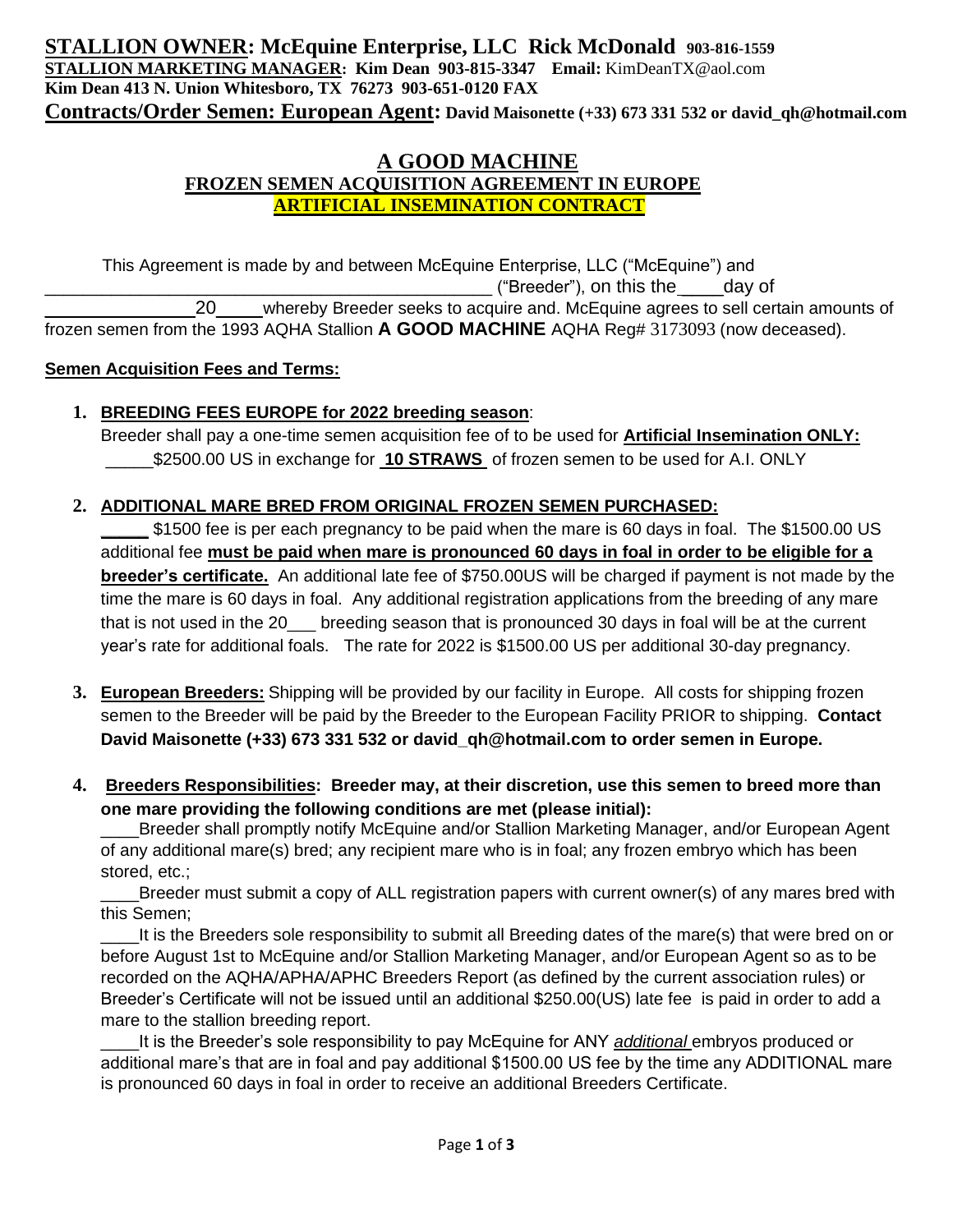**STALLION OWNER: McEquine Enterprise, LLC Rick McDonald 903-816-1559**
**STALLION MARKETING MANAGER: Kim Dean 903-815-3347 Email:** KimDeanTX@aol.com
**Kim Dean 413 N. Union Whitesboro, TX 76273 903-651-0120 FAX**
**Contracts/Order Semen: European Agent: David Maisonette (+33) 673 331 532 or david_qh@hotmail.com**

# A GOOD MACHINE

## FROZEN SEMEN ACQUISITION AGREEMENT IN EUROPE

## ARTIFICIAL INSEMINATION CONTRACT

This Agreement is made by and between McEquine Enterprise, LLC ("McEquine") and _______________________________________________ ("Breeder"), on this the_____day of _______________20_____ whereby Breeder seeks to acquire and. McEquine agrees to sell certain amounts of frozen semen from the 1993 AQHA Stallion **A GOOD MACHINE** AQHA Reg# 3173093 (now deceased).

**Semen Acquisition Fees and Terms:**

1. **BREEDING FEES EUROPE for 2022 breeding season**:
   Breeder shall pay a one-time semen acquisition fee of to be used for **Artificial Insemination ONLY:**
   _____$2500.00 US in exchange for **10 STRAWS** of frozen semen to be used for A.I. ONLY

2. **ADDITIONAL MARE BRED FROM ORIGINAL FROZEN SEMEN PURCHASED:**
   _____ $1500 fee is per each pregnancy to be paid when the mare is 60 days in foal. The $1500.00 US additional fee **must be paid when mare is pronounced 60 days in foal in order to be eligible for a breeder's certificate.** An additional late fee of $750.00US will be charged if payment is not made by the time the mare is 60 days in foal. Any additional registration applications from the breeding of any mare that is not used in the 20___ breeding season that is pronounced 30 days in foal will be at the current year's rate for additional foals. The rate for 2022 is $1500.00 US per additional 30-day pregnancy.

3. **European Breeders:** Shipping will be provided by our facility in Europe. All costs for shipping frozen semen to the Breeder will be paid by the Breeder to the European Facility PRIOR to shipping. **Contact David Maisonette (+33) 673 331 532 or david_qh@hotmail.com to order semen in Europe.**

4. **Breeders Responsibilities: Breeder may, at their discretion, use this semen to breed more than one mare providing the following conditions are met (please initial):**
   ____Breeder shall promptly notify McEquine and/or Stallion Marketing Manager, and/or European Agent of any additional mare(s) bred; any recipient mare who is in foal; any frozen embryo which has been stored, etc.;
   ____Breeder must submit a copy of ALL registration papers with current owner(s) of any mares bred with this Semen;
   ____It is the Breeders sole responsibility to submit all Breeding dates of the mare(s) that were bred on or before August 1st to McEquine and/or Stallion Marketing Manager, and/or European Agent so as to be recorded on the AQHA/APHA/APHC Breeders Report (as defined by the current association rules) or Breeder's Certificate will not be issued until an additional $250.00(US) late fee is paid in order to add a mare to the stallion breeding report.
   ____It is the Breeder's sole responsibility to pay McEquine for ANY *additional* embryos produced or additional mare's that are in foal and pay additional $1500.00 US fee by the time any ADDITIONAL mare is pronounced 60 days in foal in order to receive an additional Breeders Certificate.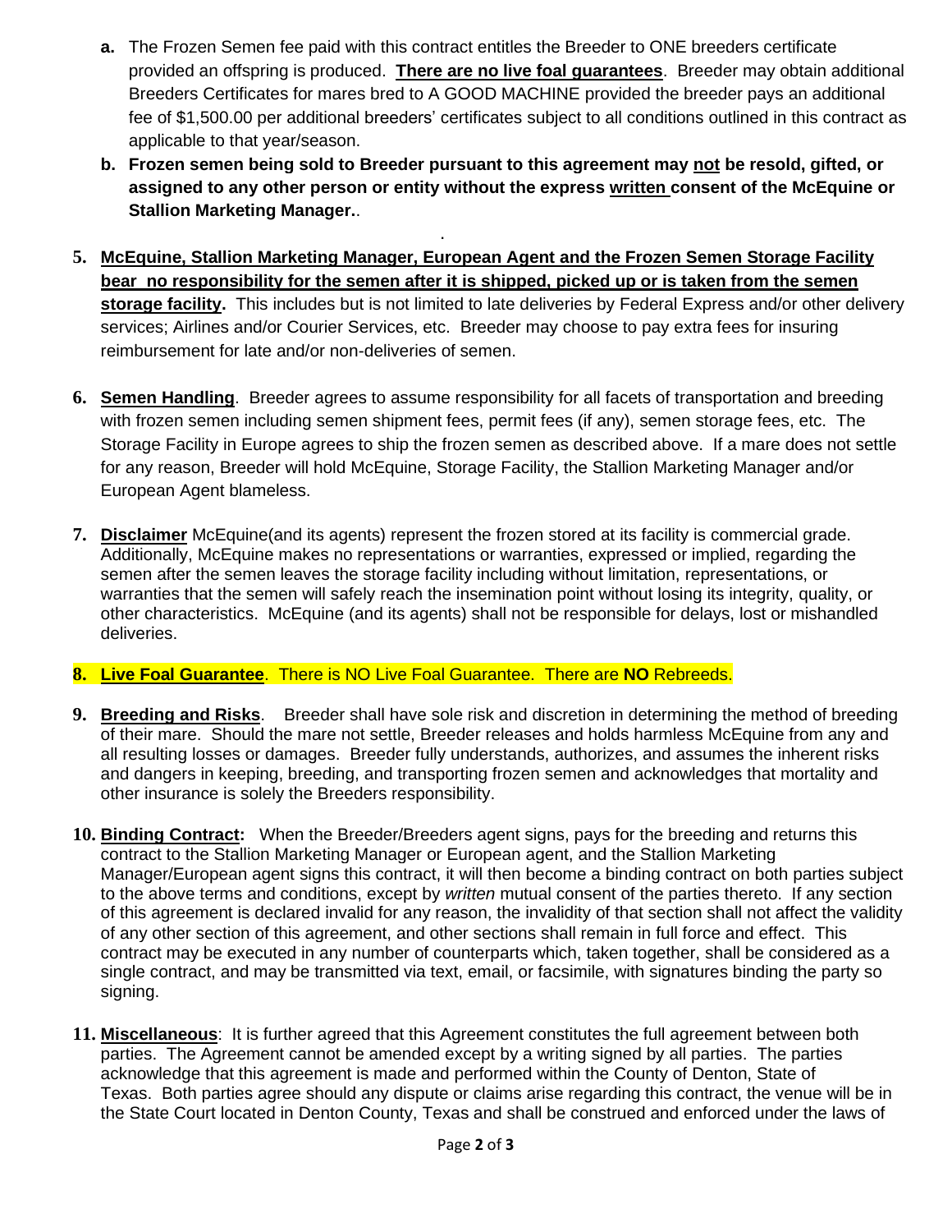a. The Frozen Semen fee paid with this contract entitles the Breeder to ONE breeders certificate provided an offspring is produced. **There are no live foal guarantees**. Breeder may obtain additional Breeders Certificates for mares bred to A GOOD MACHINE provided the breeder pays an additional fee of $1,500.00 per additional breeders' certificates subject to all conditions outlined in this contract as applicable to that year/season.

b. **Frozen semen being sold to Breeder pursuant to this agreement may not be resold, gifted, or assigned to any other person or entity without the express written consent of the McEquine or Stallion Marketing Manager.**.

.

5. **McEquine, Stallion Marketing Manager, European Agent and the Frozen Semen Storage Facility bear no responsibility for the semen after it is shipped, picked up or is taken from the semen storage facility.** This includes but is not limited to late deliveries by Federal Express and/or other delivery services; Airlines and/or Courier Services, etc. Breeder may choose to pay extra fees for insuring reimbursement for late and/or non-deliveries of semen.

6. **Semen Handling**. Breeder agrees to assume responsibility for all facets of transportation and breeding with frozen semen including semen shipment fees, permit fees (if any), semen storage fees, etc. The Storage Facility in Europe agrees to ship the frozen semen as described above. If a mare does not settle for any reason, Breeder will hold McEquine, Storage Facility, the Stallion Marketing Manager and/or European Agent blameless.

7. **Disclaimer** McEquine(and its agents) represent the frozen stored at its facility is commercial grade. Additionally, McEquine makes no representations or warranties, expressed or implied, regarding the semen after the semen leaves the storage facility including without limitation, representations, or warranties that the semen will safely reach the insemination point without losing its integrity, quality, or other characteristics. McEquine (and its agents) shall not be responsible for delays, lost or mishandled deliveries.

8. **Live Foal Guarantee**. There is NO Live Foal Guarantee. There are **NO** Rebreeds.

9. **Breeding and Risks**. Breeder shall have sole risk and discretion in determining the method of breeding of their mare. Should the mare not settle, Breeder releases and holds harmless McEquine from any and all resulting losses or damages. Breeder fully understands, authorizes, and assumes the inherent risks and dangers in keeping, breeding, and transporting frozen semen and acknowledges that mortality and other insurance is solely the Breeders responsibility.

10. **Binding Contract:** When the Breeder/Breeders agent signs, pays for the breeding and returns this contract to the Stallion Marketing Manager or European agent, and the Stallion Marketing Manager/European agent signs this contract, it will then become a binding contract on both parties subject to the above terms and conditions, except by *written* mutual consent of the parties thereto. If any section of this agreement is declared invalid for any reason, the invalidity of that section shall not affect the validity of any other section of this agreement, and other sections shall remain in full force and effect. This contract may be executed in any number of counterparts which, taken together, shall be considered as a single contract, and may be transmitted via text, email, or facsimile, with signatures binding the party so signing.

11. **Miscellaneous**: It is further agreed that this Agreement constitutes the full agreement between both parties. The Agreement cannot be amended except by a writing signed by all parties. The parties acknowledge that this agreement is made and performed within the County of Denton, State of Texas. Both parties agree should any dispute or claims arise regarding this contract, the venue will be in the State Court located in Denton County, Texas and shall be construed and enforced under the laws of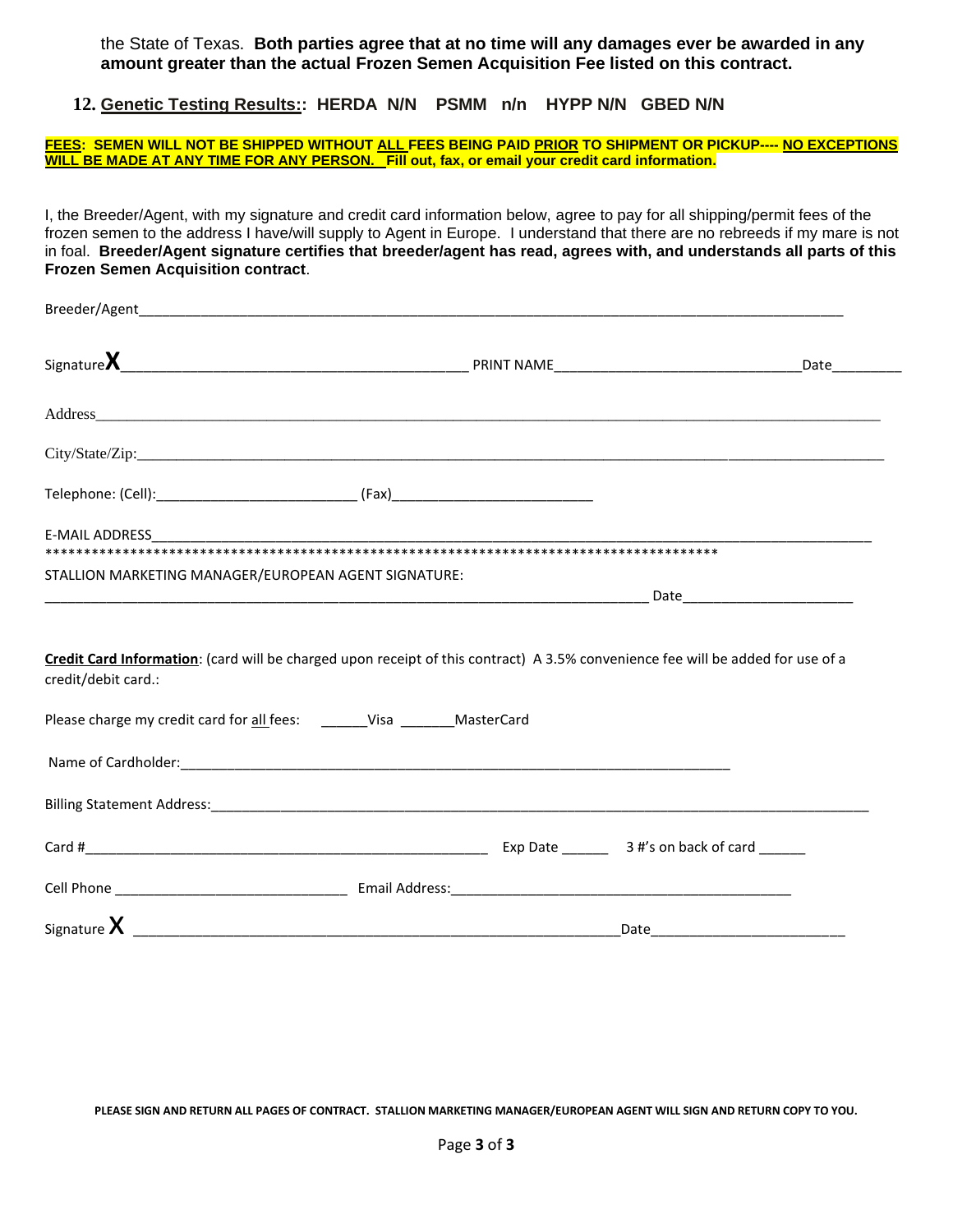the State of Texas. **Both parties agree that at no time will any damages ever be awarded in any amount greater than the actual Frozen Semen Acquisition Fee listed on this contract.**

**12. Genetic Testing Results:: HERDA N/N PSMM n/n HYPP N/N GBED N/N**

**FEES: SEMEN WILL NOT BE SHIPPED WITHOUT ALL FEES BEING PAID PRIOR TO SHIPMENT OR PICKUP---- NO EXCEPTIONS WILL BE MADE AT ANY TIME FOR ANY PERSON. Fill out, fax, or email your credit card information.**

I, the Breeder/Agent, with my signature and credit card information below, agree to pay for all shipping/permit fees of the frozen semen to the address I have/will supply to Agent in Europe. I understand that there are no rebreeds if my mare is not in foal. **Breeder/Agent signature certifies that breeder/agent has read, agrees with, and understands all parts of this Frozen Semen Acquisition contract**.

Breeder/Agent_______________________________________________

Signature **X**_______________________________ PRINT NAME_______________________ Date_________

Address_______________________________________________

City/State/Zip:_______________________________________________

Telephone: (Cell):_______________________ (Fax)_______________________

E-MAIL ADDRESS_______________________________________________

*****************************************************************************************

STALLION MARKETING MANAGER/EUROPEAN AGENT SIGNATURE:

_______________________________________________ Date_______________________

**Credit Card Information**: (card will be charged upon receipt of this contract) A 3.5% convenience fee will be added for use of a credit/debit card.:

Please charge my credit card for all fees: ______Visa _______MasterCard

Name of Cardholder:_______________________________________________

Billing Statement Address:_______________________________________________

Card #_______________________________ Exp Date ______ 3 #'s on back of card ______

Cell Phone _______________________ Email Address:_______________________

Signature **X** _______________________________________________ Date_______________________

**PLEASE SIGN AND RETURN ALL PAGES OF CONTRACT. STALLION MARKETING MANAGER/EUROPEAN AGENT WILL SIGN AND RETURN COPY TO YOU.**